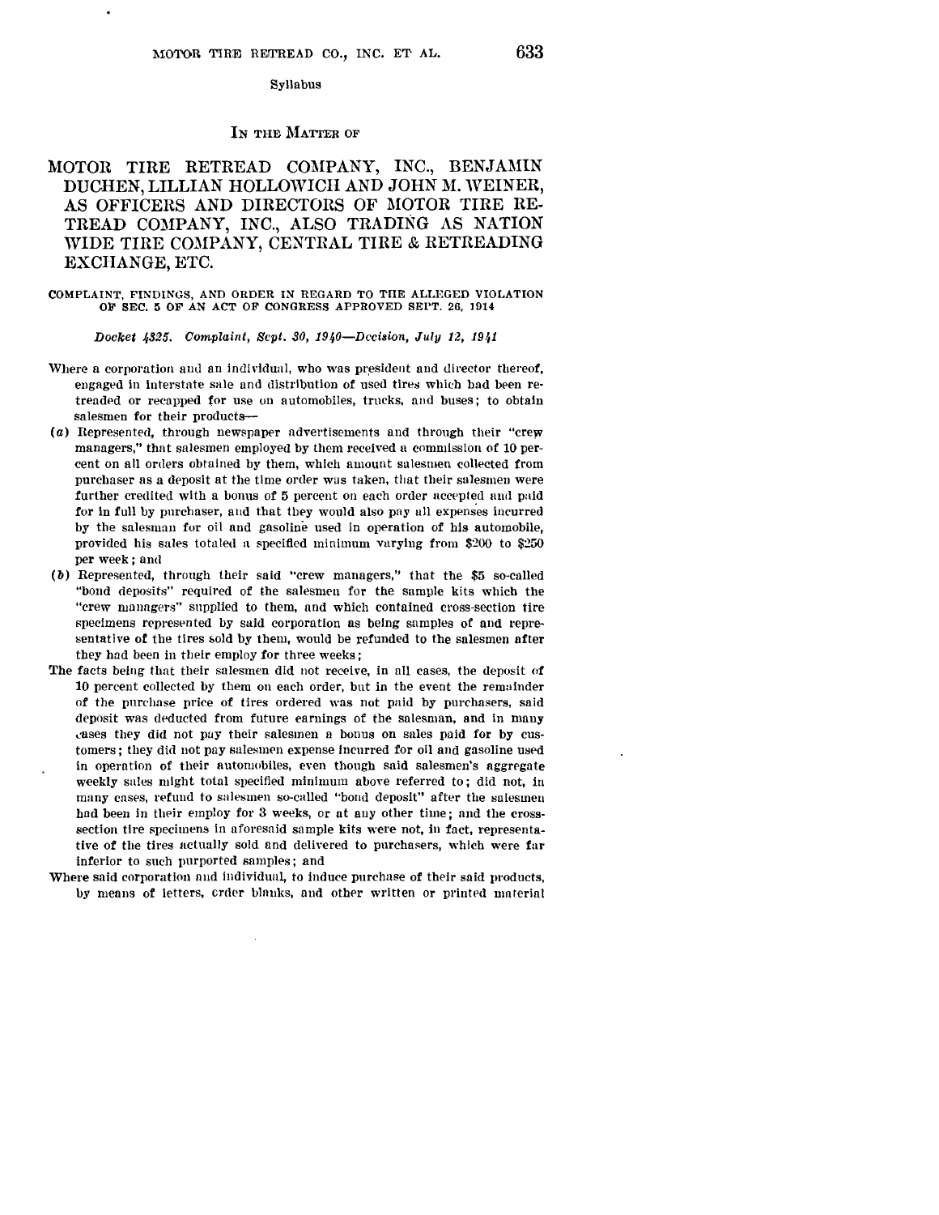Syllabus

IN THE MATTER OF

# MOTOR TIRE RETREAD COMPANY, INC., BENJAMIN DUCHEN, LILLIAN HOLLOWICH AND JOHN M. WEINER, AS OFFICERS AND DIRECTORS OF MOTOR TIRE RETREAD COMPANY, INC., ALSO TRADING AS NATION WIDE TIRE COMPANY, CENTRAL TIRE & RETREADING EXCHANGE, ETC.

COMPLAINT, FINDINGS, AND ORDER IN REGARD TO THE ALLEGED VIOLATION OF SEC. 5 OF AN ACT OF CONGRESS APPROVED SEPT. 26, 1914

*Docket 4325. Complaint, Sept. 30, 1940—Decision, July 12, 1941*

Where a corporation and an individual, who was president and director thereof, engaged in interstate sale and distribution of used tires which had been retreaded or recapped for use on automobiles, trucks, and buses; to obtain salesmen for their products—

(*a*) Represented, through newspaper advertisements and through their "crew managers," that salesmen employed by them received a commission of 10 percent on all orders obtained by them, which amount salesmen collected from purchaser as a deposit at the time order was taken, that their salesmen were further credited with a bonus of 5 percent on each order accepted and paid for in full by purchaser, and that they would also pay all expenses incurred by the salesman for oil and gasoline used in operation of his automobile, provided his sales totaled a specified minimum varying from $200 to $250 per week; and

(*b*) Represented, through their said "crew managers," that the $5 so-called "bond deposits" required of the salesmen for the sample kits which the "crew managers" supplied to them, and which contained cross-section tire specimens represented by said corporation as being samples of and representative of the tires sold by them, would be refunded to the salesmen after they had been in their employ for three weeks;

The facts being that their salesmen did not receive, in all cases, the deposit of 10 percent collected by them on each order, but in the event the remainder of the purchase price of tires ordered was not paid by purchasers, said deposit was deducted from future earnings of the salesman, and in many cases they did not pay their salesmen a bonus on sales paid for by customers; they did not pay salesmen expense incurred for oil and gasoline used in operation of their automobiles, even though said salesmen's aggregate weekly sales might total specified minimum above referred to; did not, in many cases, refund to salesmen so-called "bond deposit" after the salesmen had been in their employ for 3 weeks, or at any other time; and the cross-section tire specimens in aforesaid sample kits were not, in fact, representative of the tires actually sold and delivered to purchasers, which were far inferior to such purported samples; and

Where said corporation and individual, to induce purchase of their said products, by means of letters, order blanks, and other written or printed material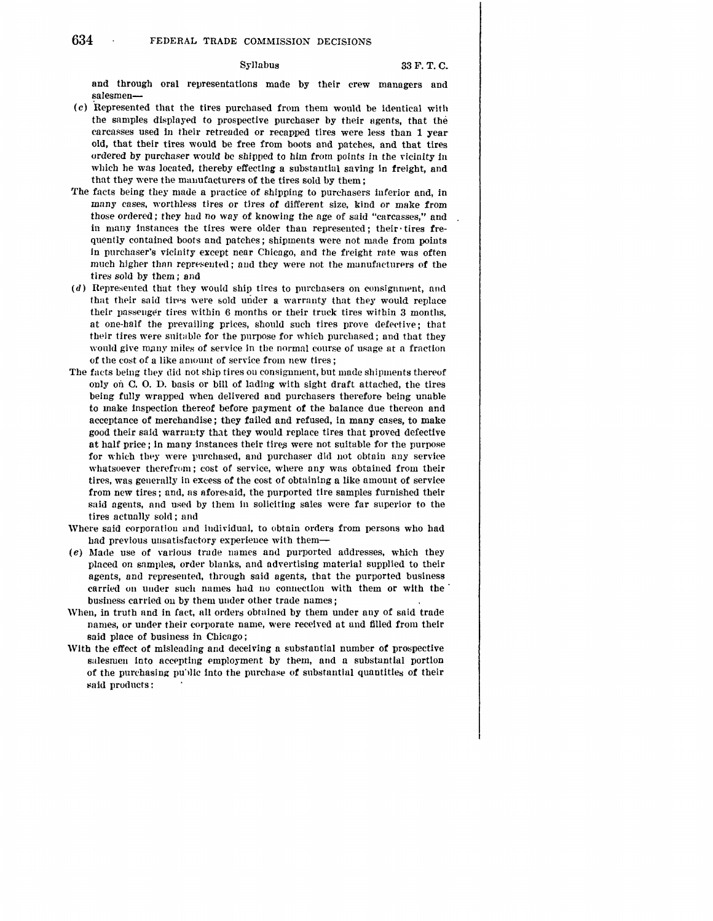and through oral representations made by their crew managers and salesmen—

(c) Represented that the tires purchased from them would be identical with the samples displayed to prospective purchaser by their agents, that the carcasses used in their retreaded or recapped tires were less than 1 year old, that their tires would be free from boots and patches, and that tires ordered by purchaser would be shipped to him from points in the vicinity in which he was located, thereby effecting a substantial saving in freight, and that they were the manufacturers of the tires sold by them;

The facts being they made a practice of shipping to purchasers inferior and, in many cases, worthless tires or tires of different size, kind or make from those ordered; they had no way of knowing the age of said "carcasses," and in many instances the tires were older than represented; their tires frequently contained boots and patches; shipments were not made from points in purchaser's vicinity except near Chicago, and the freight rate was often much higher than represented; and they were not the manufacturers of the tires sold by them; and

(d) Represented that they would ship tires to purchasers on consignment, and that their said tires were sold under a warranty that they would replace their passenger tires within 6 months or their truck tires within 3 months, at one-half the prevailing prices, should such tires prove defective; that their tires were suitable for the purpose for which purchased; and that they would give many miles of service in the normal course of usage at a fraction of the cost of a like amount of service from new tires;

The facts being they did not ship tires on consignment, but made shipments thereof only on C. O. D. basis or bill of lading with sight draft attached, the tires being fully wrapped when delivered and purchasers therefore being unable to make inspection thereof before payment of the balance due thereon and acceptance of merchandise; they failed and refused, in many cases, to make good their said warranty that they would replace tires that proved defective at half price; in many instances their tires were not suitable for the purpose for which they were purchased, and purchaser did not obtain any service whatsoever therefrom; cost of service, where any was obtained from their tires, was generally in excess of the cost of obtaining a like amount of service from new tires; and, as aforesaid, the purported tire samples furnished their said agents, and used by them in soliciting sales were far superior to the tires actually sold; and

Where said corporation and individual, to obtain orders from persons who had had previous unsatisfactory experience with them—

(e) Made use of various trade names and purported addresses, which they placed on samples, order blanks, and advertising material supplied to their agents, and represented, through said agents, that the purported business carried on under such names had no connection with them or with the business carried on by them under other trade names;

When, in truth and in fact, all orders obtained by them under any of said trade names, or under their corporate name, were received at and filled from their said place of business in Chicago;

With the effect of misleading and deceiving a substantial number of prospective salesmen into accepting employment by them, and a substantial portion of the purchasing public into the purchase of substantial quantities of their said products: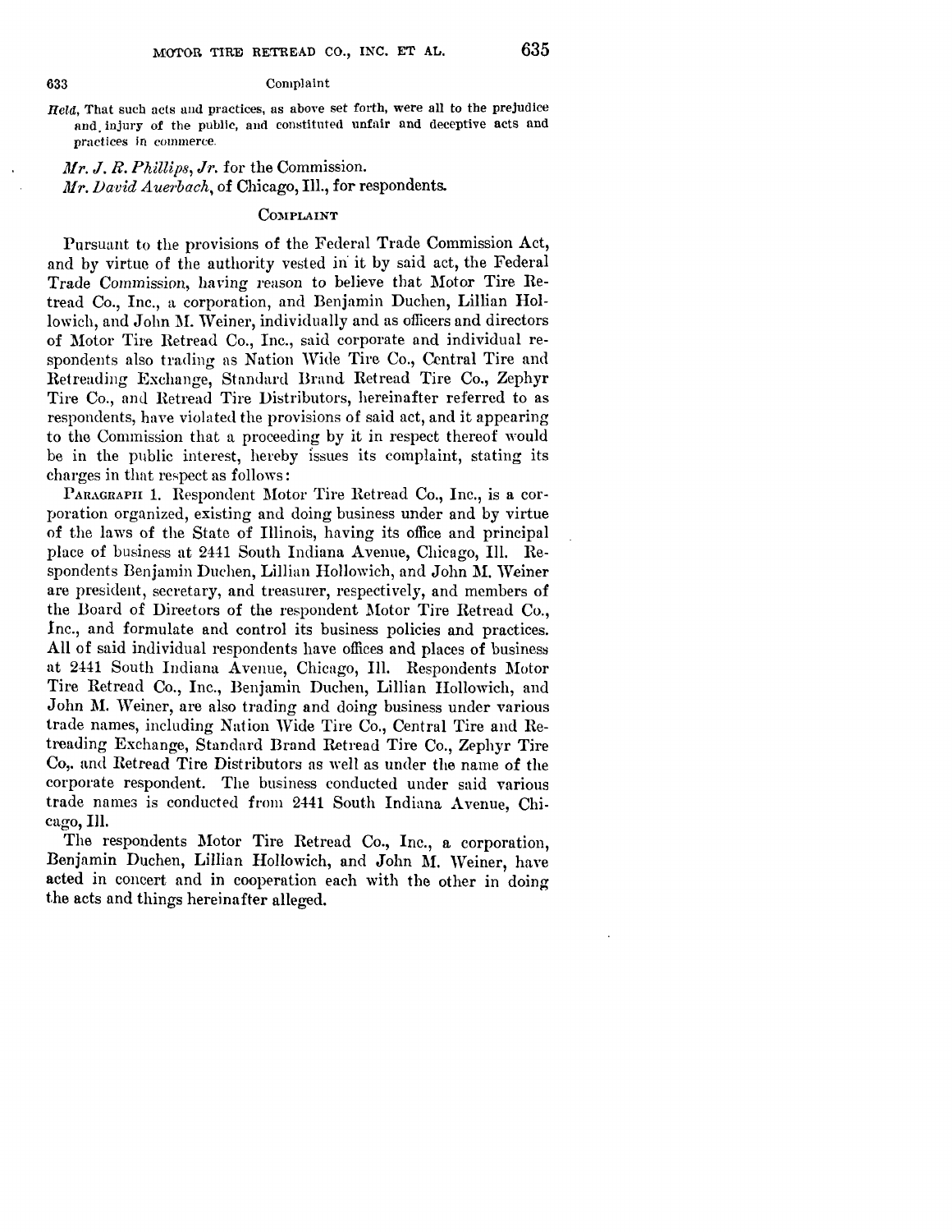*Held*, That such acts and practices, as above set forth, were all to the prejudice and injury of the public, and constituted unfair and deceptive acts and practices in commerce.

*Mr. J. R. Phillips, Jr.* for the Commission.
*Mr. David Auerbach*, of Chicago, Ill., for respondents.

## COMPLAINT

Pursuant to the provisions of the Federal Trade Commission Act, and by virtue of the authority vested in it by said act, the Federal Trade Commission, having reason to believe that Motor Tire Retread Co., Inc., a corporation, and Benjamin Duchen, Lillian Hollowich, and John M. Weiner, individually and as officers and directors of Motor Tire Retread Co., Inc., said corporate and individual respondents also trading as Nation Wide Tire Co., Central Tire and Retreading Exchange, Standard Brand Retread Tire Co., Zephyr Tire Co., and Retread Tire Distributors, hereinafter referred to as respondents, have violated the provisions of said act, and it appearing to the Commission that a proceeding by it in respect thereof would be in the public interest, hereby issues its complaint, stating its charges in that respect as follows:

PARAGRAPH 1. Respondent Motor Tire Retread Co., Inc., is a corporation organized, existing and doing business under and by virtue of the laws of the State of Illinois, having its office and principal place of business at 2441 South Indiana Avenue, Chicago, Ill. Respondents Benjamin Duchen, Lillian Hollowich, and John M. Weiner are president, secretary, and treasurer, respectively, and members of the Board of Directors of the respondent Motor Tire Retread Co., Inc., and formulate and control its business policies and practices. All of said individual respondents have offices and places of business at 2441 South Indiana Avenue, Chicago, Ill. Respondents Motor Tire Retread Co., Inc., Benjamin Duchen, Lillian Hollowich, and John M. Weiner, are also trading and doing business under various trade names, including Nation Wide Tire Co., Central Tire and Retreading Exchange, Standard Brand Retread Tire Co., Zephyr Tire Co,. and Retread Tire Distributors as well as under the name of the corporate respondent. The business conducted under said various trade names is conducted from 2441 South Indiana Avenue, Chicago, Ill.

The respondents Motor Tire Retread Co., Inc., a corporation, Benjamin Duchen, Lillian Hollowich, and John M. Weiner, have acted in concert and in cooperation each with the other in doing the acts and things hereinafter alleged.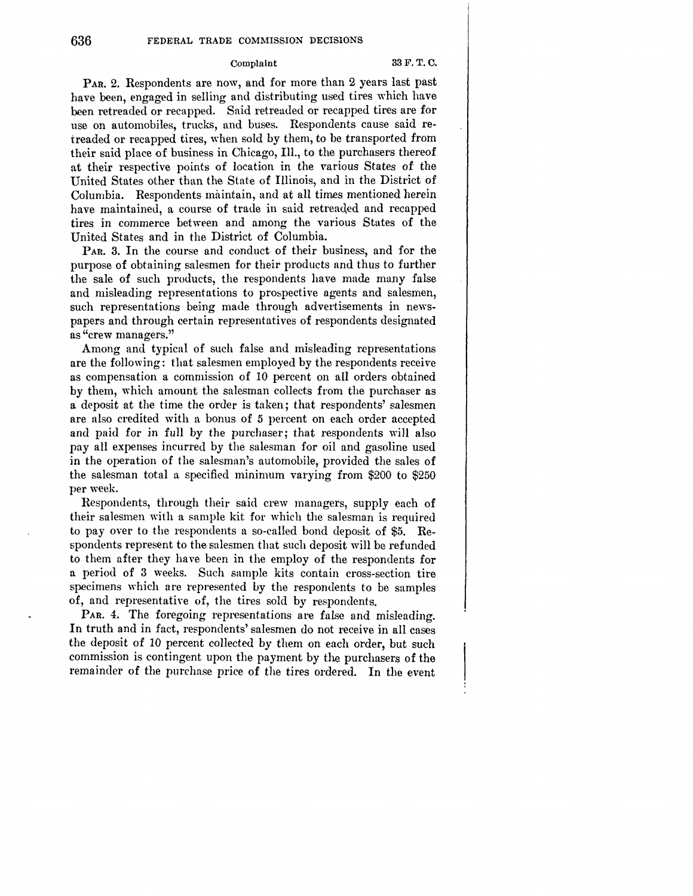PAR. 2. Respondents are now, and for more than 2 years last past have been, engaged in selling and distributing used tires which have been retreaded or recapped. Said retreaded or recapped tires are for use on automobiles, trucks, and buses. Respondents cause said retreaded or recapped tires, when sold by them, to be transported from their said place of business in Chicago, Ill., to the purchasers thereof at their respective points of location in the various States of the United States other than the State of Illinois, and in the District of Columbia. Respondents maintain, and at all times mentioned herein have maintained, a course of trade in said retreaded and recapped tires in commerce between and among the various States of the United States and in the District of Columbia.

PAR. 3. In the course and conduct of their business, and for the purpose of obtaining salesmen for their products and thus to further the sale of such products, the respondents have made many false and misleading representations to prospective agents and salesmen, such representations being made through advertisements in newspapers and through certain representatives of respondents designated as "crew managers."

Among and typical of such false and misleading representations are the following: that salesmen employed by the respondents receive as compensation a commission of 10 percent on all orders obtained by them, which amount the salesman collects from the purchaser as a deposit at the time the order is taken; that respondents' salesmen are also credited with a bonus of 5 percent on each order accepted and paid for in full by the purchaser; that respondents will also pay all expenses incurred by the salesman for oil and gasoline used in the operation of the salesman's automobile, provided the sales of the salesman total a specified minimum varying from $200 to $250 per week.

Respondents, through their said crew managers, supply each of their salesmen with a sample kit for which the salesman is required to pay over to the respondents a so-called bond deposit of $5. Respondents represent to the salesmen that such deposit will be refunded to them after they have been in the employ of the respondents for a period of 3 weeks. Such sample kits contain cross-section tire specimens which are represented by the respondents to be samples of, and representative of, the tires sold by respondents.

PAR. 4. The foregoing representations are false and misleading. In truth and in fact, respondents' salesmen do not receive in all cases the deposit of 10 percent collected by them on each order, but such commission is contingent upon the payment by the purchasers of the remainder of the purchase price of the tires ordered. In the event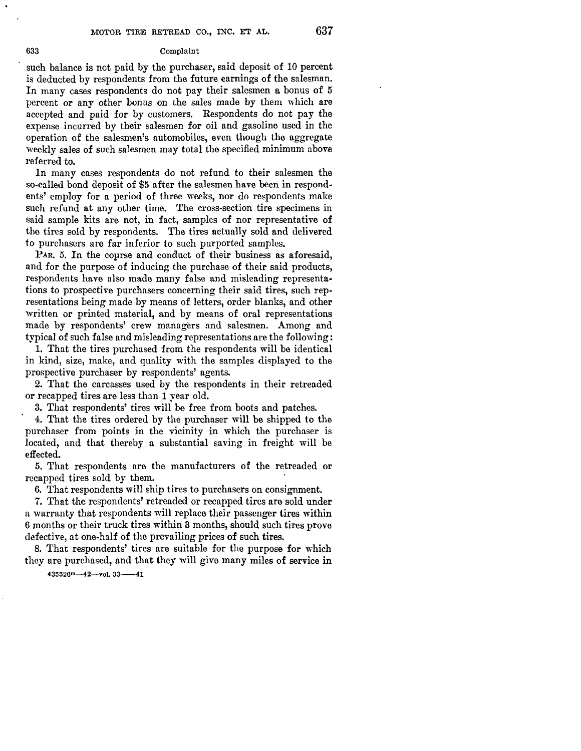such balance is not paid by the purchaser, said deposit of 10 percent is deducted by respondents from the future earnings of the salesman. In many cases respondents do not pay their salesmen a bonus of 5 percent or any other bonus on the sales made by them which are accepted and paid for by customers. Respondents do not pay the expense incurred by their salesmen for oil and gasoline used in the operation of the salesmen's automobiles, even though the aggregate weekly sales of such salesmen may total the specified minimum above referred to.

In many cases respondents do not refund to their salesmen the so-called bond deposit of $5 after the salesmen have been in respondents' employ for a period of three weeks, nor do respondents make such refund at any other time. The cross-section tire specimens in said sample kits are not, in fact, samples of nor representative of the tires sold by respondents. The tires actually sold and delivered to purchasers are far inferior to such purported samples.

PAR. 5. In the course and conduct of their business as aforesaid, and for the purpose of inducing the purchase of their said products, respondents have also made many false and misleading representations to prospective purchasers concerning their said tires, such representations being made by means of letters, order blanks, and other written or printed material, and by means of oral representations made by respondents' crew managers and salesmen. Among and typical of such false and misleading representations are the following:

1. That the tires purchased from the respondents will be identical in kind, size, make, and quality with the samples displayed to the prospective purchaser by respondents' agents.
2. That the carcasses used by the respondents in their retreaded or recapped tires are less than 1 year old.
3. That respondents' tires will be free from boots and patches.
4. That the tires ordered by the purchaser will be shipped to the purchaser from points in the vicinity in which the purchaser is located, and that thereby a substantial saving in freight will be effected.
5. That respondents are the manufacturers of the retreaded or recapped tires sold by them.
6. That respondents will ship tires to purchasers on consignment.
7. That the respondents' retreaded or recapped tires are sold under a warranty that respondents will replace their passenger tires within 6 months or their truck tires within 3 months, should such tires prove defective, at one-half of the prevailing prices of such tires.
8. That respondents' tires are suitable for the purpose for which they are purchased, and that they will give many miles of service in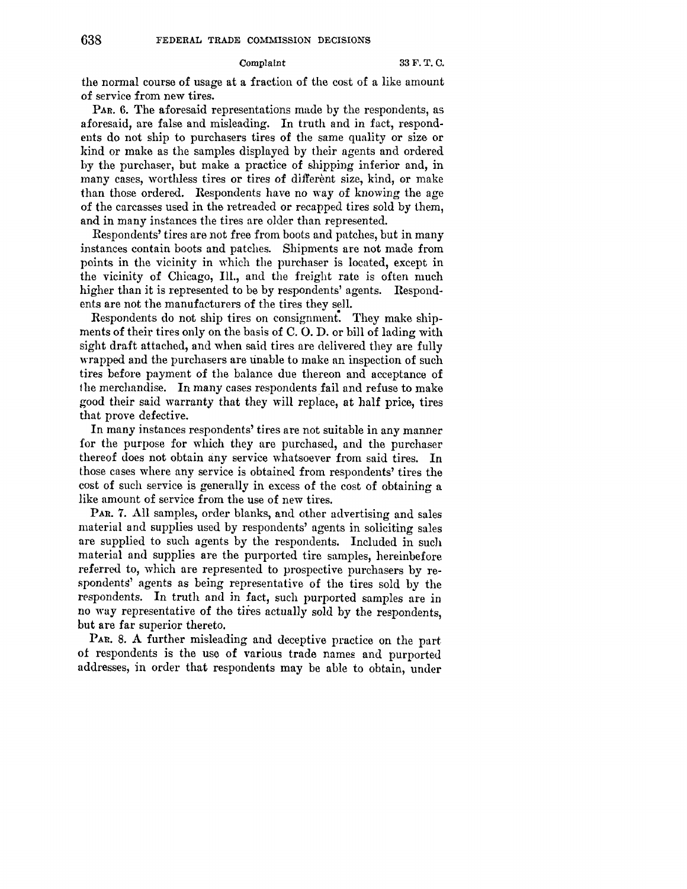the normal course of usage at a fraction of the cost of a like amount of service from new tires.

PAR. 6. The aforesaid representations made by the respondents, as aforesaid, are false and misleading. In truth and in fact, respondents do not ship to purchasers tires of the same quality or size or kind or make as the samples displayed by their agents and ordered by the purchaser, but make a practice of shipping inferior and, in many cases, worthless tires or tires of different size, kind, or make than those ordered. Respondents have no way of knowing the age of the carcasses used in the retreaded or recapped tires sold by them, and in many instances the tires are older than represented.

Respondents' tires are not free from boots and patches, but in many instances contain boots and patches. Shipments are not made from points in the vicinity in which the purchaser is located, except in the vicinity of Chicago, Ill., and the freight rate is often much higher than it is represented to be by respondents' agents. Respondents are not the manufacturers of the tires they sell.

Respondents do not ship tires on consignment. They make shipments of their tires only on the basis of C. O. D. or bill of lading with sight draft attached, and when said tires are delivered they are fully wrapped and the purchasers are unable to make an inspection of such tires before payment of the balance due thereon and acceptance of the merchandise. In many cases respondents fail and refuse to make good their said warranty that they will replace, at half price, tires that prove defective.

In many instances respondents' tires are not suitable in any manner for the purpose for which they are purchased, and the purchaser thereof does not obtain any service whatsoever from said tires. In those cases where any service is obtained from respondents' tires the cost of such service is generally in excess of the cost of obtaining a like amount of service from the use of new tires.

PAR. 7. All samples, order blanks, and other advertising and sales material and supplies used by respondents' agents in soliciting sales are supplied to such agents by the respondents. Included in such material and supplies are the purported tire samples, hereinbefore referred to, which are represented to prospective purchasers by respondents' agents as being representative of the tires sold by the respondents. In truth and in fact, such purported samples are in no way representative of the tires actually sold by the respondents, but are far superior thereto.

PAR. 8. A further misleading and deceptive practice on the part of respondents is the use of various trade names and purported addresses, in order that respondents may be able to obtain, under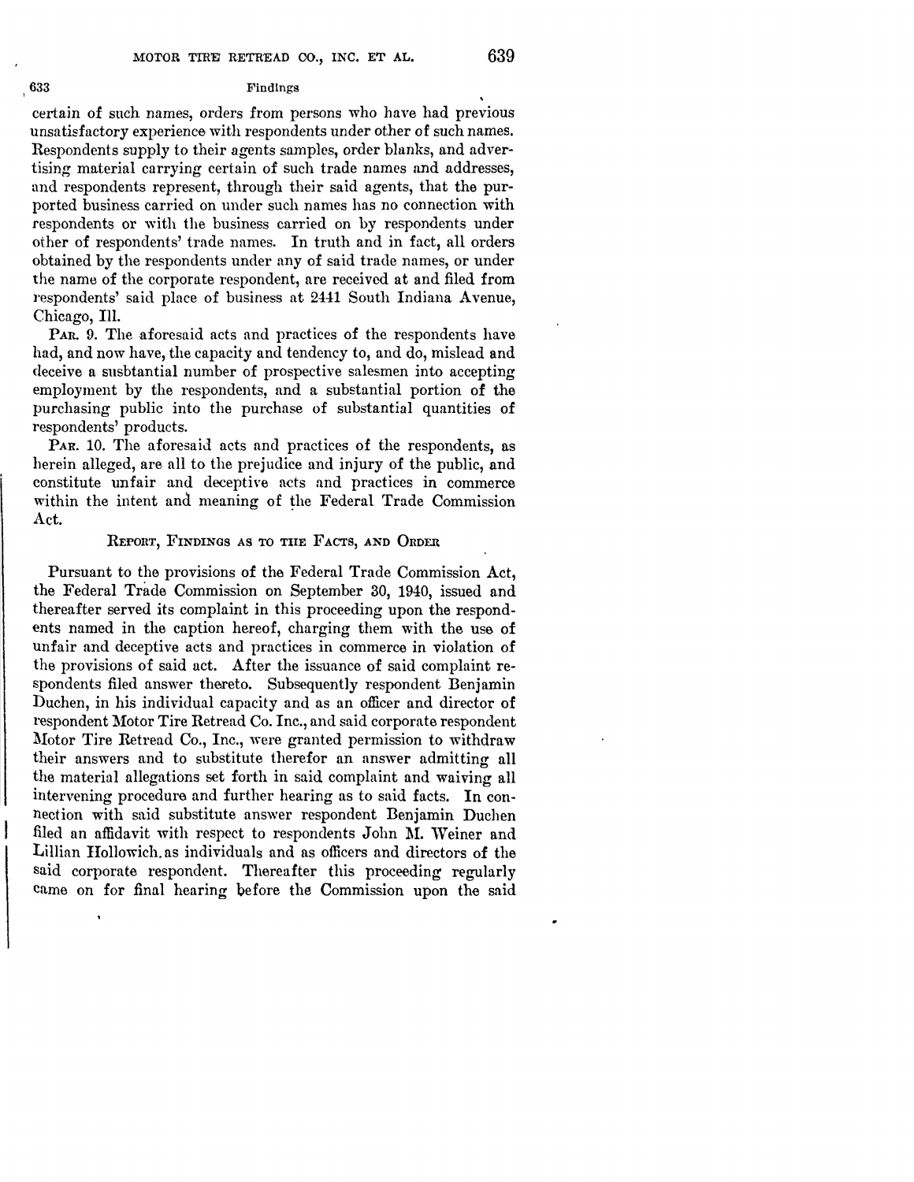certain of such names, orders from persons who have had previous unsatisfactory experience with respondents under other of such names. Respondents supply to their agents samples, order blanks, and advertising material carrying certain of such trade names and addresses, and respondents represent, through their said agents, that the purported business carried on under such names has no connection with respondents or with the business carried on by respondents under other of respondents' trade names. In truth and in fact, all orders obtained by the respondents under any of said trade names, or under the name of the corporate respondent, are received at and filed from respondents' said place of business at 2441 South Indiana Avenue, Chicago, Ill.

PAR. 9. The aforesaid acts and practices of the respondents have had, and now have, the capacity and tendency to, and do, mislead and deceive a susbtantial number of prospective salesmen into accepting employment by the respondents, and a substantial portion of the purchasing public into the purchase of substantial quantities of respondents' products.

PAR. 10. The aforesaid acts and practices of the respondents, as herein alleged, are all to the prejudice and injury of the public, and constitute unfair and deceptive acts and practices in commerce within the intent and meaning of the Federal Trade Commission Act.

## REPORT, FINDINGS AS TO THE FACTS, AND ORDER

Pursuant to the provisions of the Federal Trade Commission Act, the Federal Trade Commission on September 30, 1940, issued and thereafter served its complaint in this proceeding upon the respondents named in the caption hereof, charging them with the use of unfair and deceptive acts and practices in commerce in violation of the provisions of said act. After the issuance of said complaint respondents filed answer thereto. Subsequently respondent Benjamin Duchen, in his individual capacity and as an officer and director of respondent Motor Tire Retread Co. Inc., and said corporate respondent Motor Tire Retread Co., Inc., were granted permission to withdraw their answers and to substitute therefor an answer admitting all the material allegations set forth in said complaint and waiving all intervening procedure and further hearing as to said facts. In connection with said substitute answer respondent Benjamin Duchen filed an affidavit with respect to respondents John M. Weiner and Lillian Hollowich as individuals and as officers and directors of the said corporate respondent. Thereafter this proceeding regularly came on for final hearing before the Commission upon the said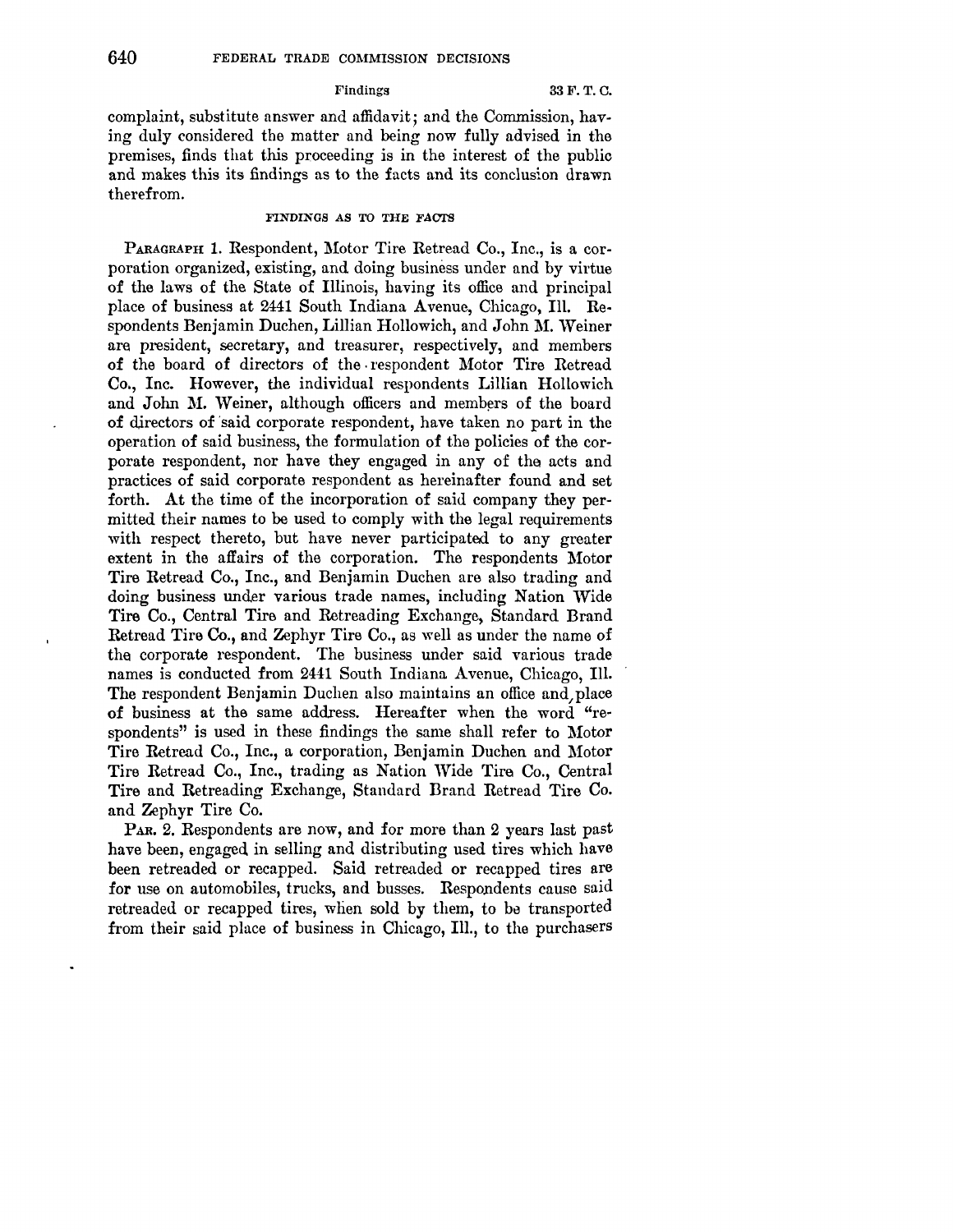complaint, substitute answer and affidavit; and the Commission, having duly considered the matter and being now fully advised in the premises, finds that this proceeding is in the interest of the public and makes this its findings as to the facts and its conclusion drawn therefrom.

## FINDINGS AS TO THE FACTS

PARAGRAPH 1. Respondent, Motor Tire Retread Co., Inc., is a corporation organized, existing, and doing business under and by virtue of the laws of the State of Illinois, having its office and principal place of business at 2441 South Indiana Avenue, Chicago, Ill. Respondents Benjamin Duchen, Lillian Hollowich, and John M. Weiner are president, secretary, and treasurer, respectively, and members of the board of directors of the respondent Motor Tire Retread Co., Inc. However, the individual respondents Lillian Hollowich and John M. Weiner, although officers and members of the board of directors of said corporate respondent, have taken no part in the operation of said business, the formulation of the policies of the corporate respondent, nor have they engaged in any of the acts and practices of said corporate respondent as hereinafter found and set forth. At the time of the incorporation of said company they permitted their names to be used to comply with the legal requirements with respect thereto, but have never participated to any greater extent in the affairs of the corporation. The respondents Motor Tire Retread Co., Inc., and Benjamin Duchen are also trading and doing business under various trade names, including Nation Wide Tire Co., Central Tire and Retreading Exchange, Standard Brand Retread Tire Co., and Zephyr Tire Co., as well as under the name of the corporate respondent. The business under said various trade names is conducted from 2441 South Indiana Avenue, Chicago, Ill. The respondent Benjamin Duchen also maintains an office and place of business at the same address. Hereafter when the word "respondents" is used in these findings the same shall refer to Motor Tire Retread Co., Inc., a corporation, Benjamin Duchen and Motor Tire Retread Co., Inc., trading as Nation Wide Tire Co., Central Tire and Retreading Exchange, Standard Brand Retread Tire Co. and Zephyr Tire Co.

PAR. 2. Respondents are now, and for more than 2 years last past have been, engaged in selling and distributing used tires which have been retreaded or recapped. Said retreaded or recapped tires are for use on automobiles, trucks, and busses. Respondents cause said retreaded or recapped tires, when sold by them, to be transported from their said place of business in Chicago, Ill., to the purchasers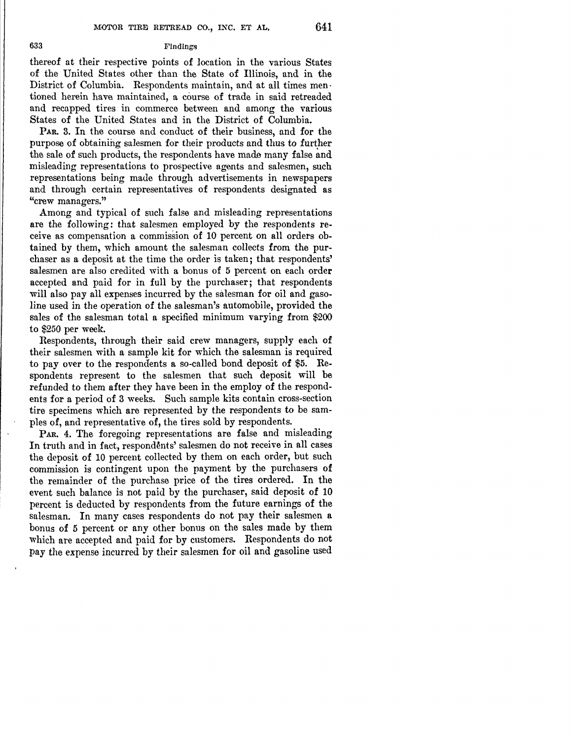thereof at their respective points of location in the various States of the United States other than the State of Illinois, and in the District of Columbia. Respondents maintain, and at all times mentioned herein have maintained, a course of trade in said retreaded and recapped tires in commerce between and among the various States of the United States and in the District of Columbia.

PAR. 3. In the course and conduct of their business, and for the purpose of obtaining salesmen for their products and thus to further the sale of such products, the respondents have made many false and misleading representations to prospective agents and salesmen, such representations being made through advertisements in newspapers and through certain representatives of respondents designated as "crew managers."

Among and typical of such false and misleading representations are the following: that salesmen employed by the respondents receive as compensation a commission of 10 percent on all orders obtained by them, which amount the salesman collects from the purchaser as a deposit at the time the order is taken; that respondents' salesmen are also credited with a bonus of 5 percent on each order accepted and paid for in full by the purchaser; that respondents will also pay all expenses incurred by the salesman for oil and gasoline used in the operation of the salesman's automobile, provided the sales of the salesman total a specified minimum varying from $200 to $250 per week.

Respondents, through their said crew managers, supply each of their salesmen with a sample kit for which the salesman is required to pay over to the respondents a so-called bond deposit of $5. Respondents represent to the salesmen that such deposit will be refunded to them after they have been in the employ of the respondents for a period of 3 weeks. Such sample kits contain cross-section tire specimens which are represented by the respondents to be samples of, and representative of, the tires sold by respondents.

PAR. 4. The foregoing representations are false and misleading In truth and in fact, respondents' salesmen do not receive in all cases the deposit of 10 percent collected by them on each order, but such commission is contingent upon the payment by the purchasers of the remainder of the purchase price of the tires ordered. In the event such balance is not paid by the purchaser, said deposit of 10 percent is deducted by respondents from the future earnings of the salesman. In many cases respondents do not pay their salesmen a bonus of 5 percent or any other bonus on the sales made by them which are accepted and paid for by customers. Respondents do not pay the expense incurred by their salesmen for oil and gasoline used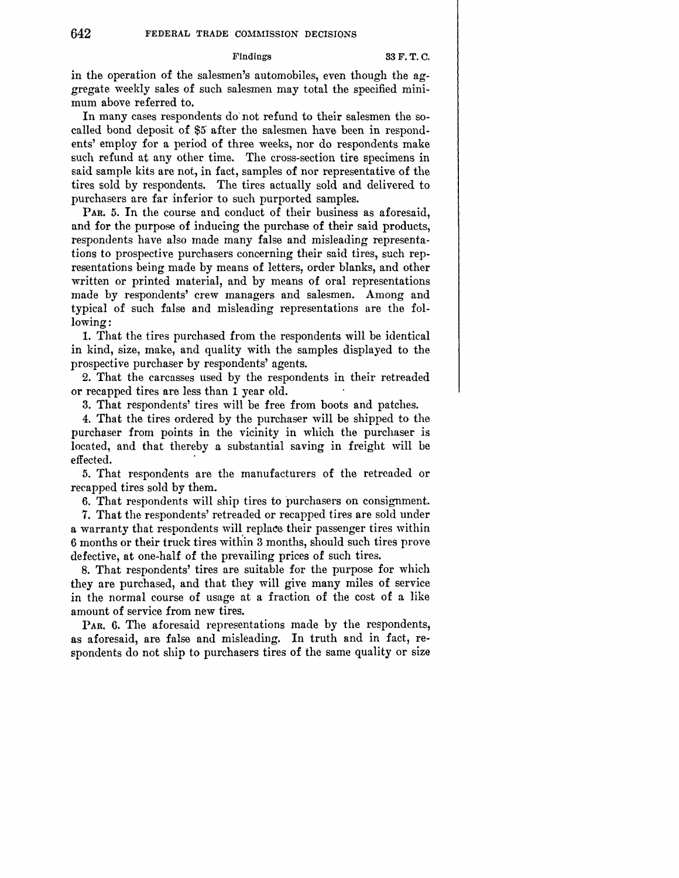in the operation of the salesmen's automobiles, even though the aggregate weekly sales of such salesmen may total the specified minimum above referred to.

In many cases respondents do not refund to their salesmen the so-called bond deposit of $5 after the salesmen have been in respondents' employ for a period of three weeks, nor do respondents make such refund at any other time. The cross-section tire specimens in said sample kits are not, in fact, samples of nor representative of the tires sold by respondents. The tires actually sold and delivered to purchasers are far inferior to such purported samples.

PAR. 5. In the course and conduct of their business as aforesaid, and for the purpose of inducing the purchase of their said products, respondents have also made many false and misleading representations to prospective purchasers concerning their said tires, such representations being made by means of letters, order blanks, and other written or printed material, and by means of oral representations made by respondents' crew managers and salesmen. Among and typical of such false and misleading representations are the following:

1. That the tires purchased from the respondents will be identical in kind, size, make, and quality with the samples displayed to the prospective purchaser by respondents' agents.

2. That the carcasses used by the respondents in their retreaded or recapped tires are less than 1 year old.

3. That respondents' tires will be free from boots and patches.

4. That the tires ordered by the purchaser will be shipped to the purchaser from points in the vicinity in which the purchaser is located, and that thereby a substantial saving in freight will be effected.

5. That respondents are the manufacturers of the retreaded or recapped tires sold by them.

6. That respondents will ship tires to purchasers on consignment.

7. That the respondents' retreaded or recapped tires are sold under a warranty that respondents will replace their passenger tires within 6 months or their truck tires within 3 months, should such tires prove defective, at one-half of the prevailing prices of such tires.

8. That respondents' tires are suitable for the purpose for which they are purchased, and that they will give many miles of service in the normal course of usage at a fraction of the cost of a like amount of service from new tires.

PAR. 6. The aforesaid representations made by the respondents, as aforesaid, are false and misleading. In truth and in fact, respondents do not ship to purchasers tires of the same quality or size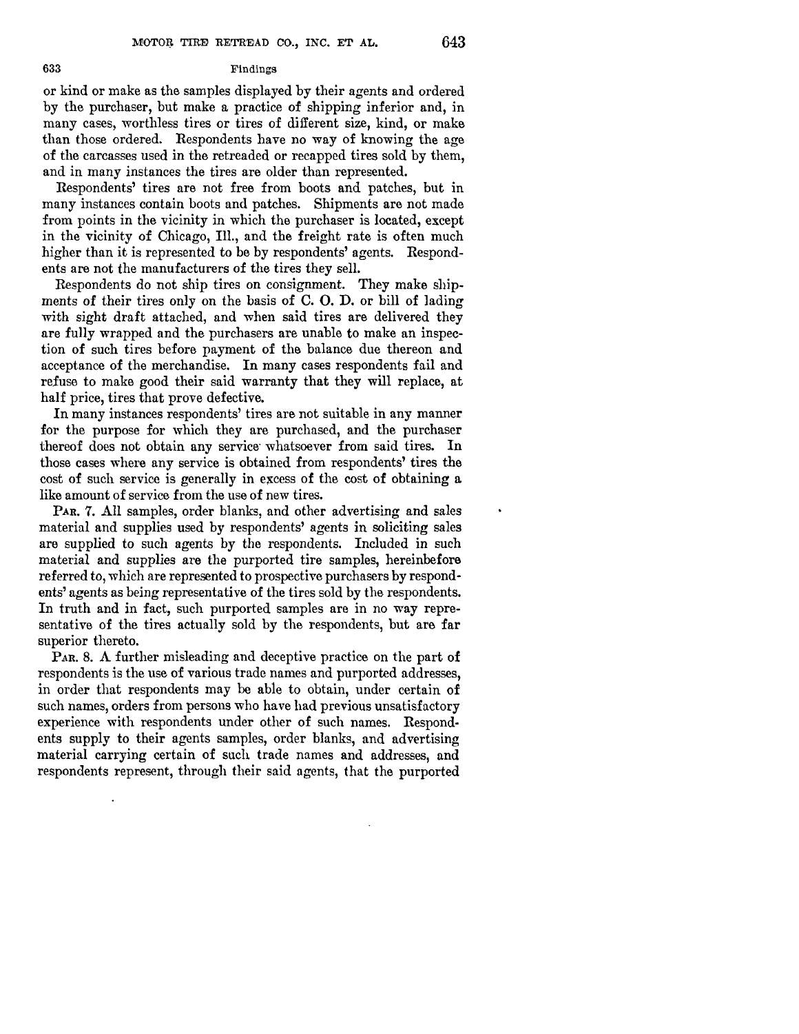or kind or make as the samples displayed by their agents and ordered by the purchaser, but make a practice of shipping inferior and, in many cases, worthless tires or tires of different size, kind, or make than those ordered. Respondents have no way of knowing the age of the carcasses used in the retreaded or recapped tires sold by them, and in many instances the tires are older than represented.

Respondents' tires are not free from boots and patches, but in many instances contain boots and patches. Shipments are not made from points in the vicinity in which the purchaser is located, except in the vicinity of Chicago, Ill., and the freight rate is often much higher than it is represented to be by respondents' agents. Respondents are not the manufacturers of the tires they sell.

Respondents do not ship tires on consignment. They make shipments of their tires only on the basis of C. O. D. or bill of lading with sight draft attached, and when said tires are delivered they are fully wrapped and the purchasers are unable to make an inspection of such tires before payment of the balance due thereon and acceptance of the merchandise. In many cases respondents fail and refuse to make good their said warranty that they will replace, at half price, tires that prove defective.

In many instances respondents' tires are not suitable in any manner for the purpose for which they are purchased, and the purchaser thereof does not obtain any service whatsoever from said tires. In those cases where any service is obtained from respondents' tires the cost of such service is generally in excess of the cost of obtaining a like amount of service from the use of new tires.

PAR. 7. All samples, order blanks, and other advertising and sales material and supplies used by respondents' agents in soliciting sales are supplied to such agents by the respondents. Included in such material and supplies are the purported tire samples, hereinbefore referred to, which are represented to prospective purchasers by respondents' agents as being representative of the tires sold by the respondents. In truth and in fact, such purported samples are in no way representative of the tires actually sold by the respondents, but are far superior thereto.

PAR. 8. A further misleading and deceptive practice on the part of respondents is the use of various trade names and purported addresses, in order that respondents may be able to obtain, under certain of such names, orders from persons who have had previous unsatisfactory experience with respondents under other of such names. Respondents supply to their agents samples, order blanks, and advertising material carrying certain of such trade names and addresses, and respondents represent, through their said agents, that the purported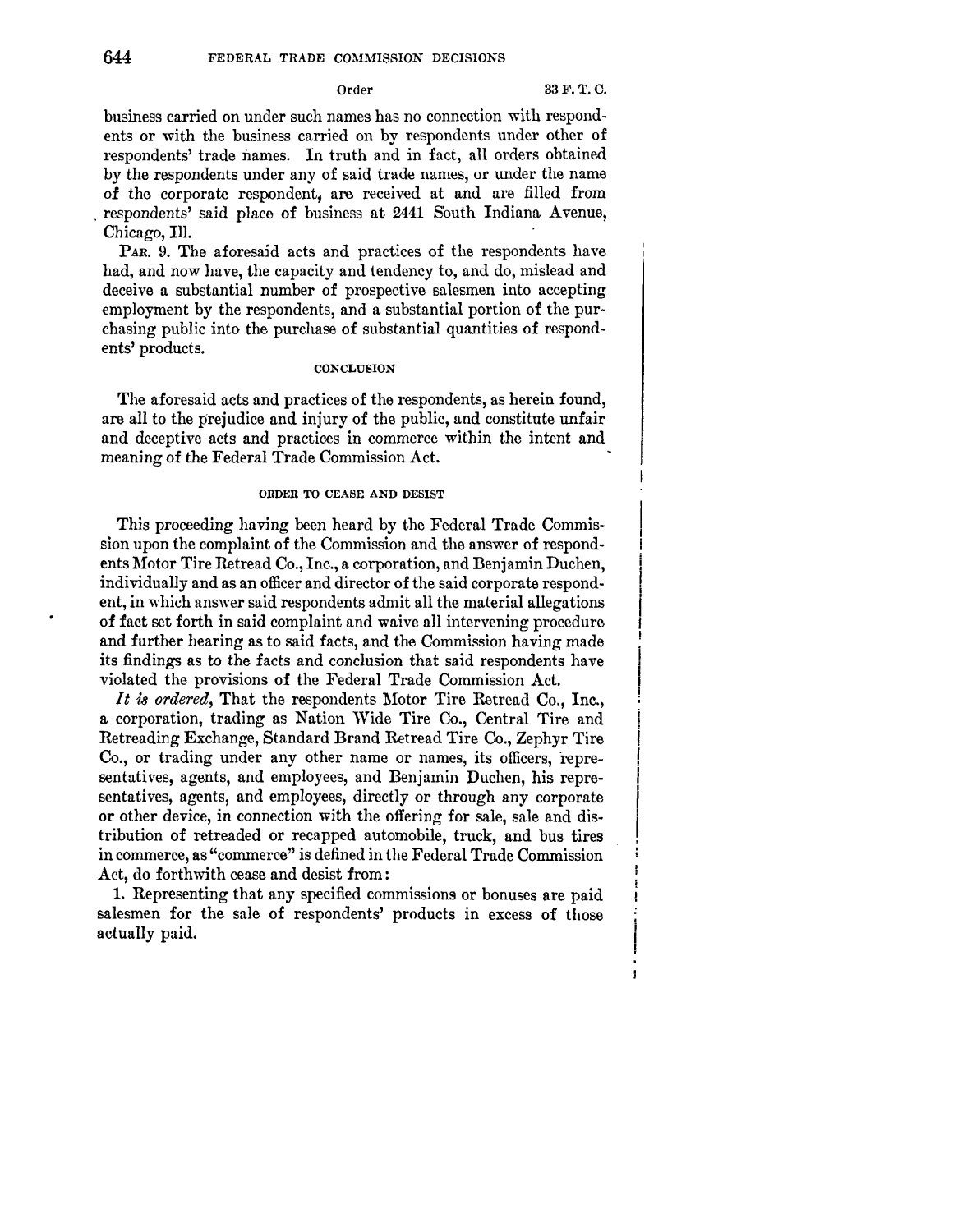business carried on under such names has no connection with respondents or with the business carried on by respondents under other of respondents' trade names. In truth and in fact, all orders obtained by the respondents under any of said trade names, or under the name of the corporate respondent, are received at and are filled from respondents' said place of business at 2441 South Indiana Avenue, Chicago, Ill.

PAR. 9. The aforesaid acts and practices of the respondents have had, and now have, the capacity and tendency to, and do, mislead and deceive a substantial number of prospective salesmen into accepting employment by the respondents, and a substantial portion of the purchasing public into the purchase of substantial quantities of respondents' products.

## CONCLUSION

The aforesaid acts and practices of the respondents, as herein found, are all to the prejudice and injury of the public, and constitute unfair and deceptive acts and practices in commerce within the intent and meaning of the Federal Trade Commission Act.

## ORDER TO CEASE AND DESIST

This proceeding having been heard by the Federal Trade Commission upon the complaint of the Commission and the answer of respondents Motor Tire Retread Co., Inc., a corporation, and Benjamin Duchen, individually and as an officer and director of the said corporate respondent, in which answer said respondents admit all the material allegations of fact set forth in said complaint and waive all intervening procedure and further hearing as to said facts, and the Commission having made its findings as to the facts and conclusion that said respondents have violated the provisions of the Federal Trade Commission Act.

*It is ordered*, That the respondents Motor Tire Retread Co., Inc., a corporation, trading as Nation Wide Tire Co., Central Tire and Retreading Exchange, Standard Brand Retread Tire Co., Zephyr Tire Co., or trading under any other name or names, its officers, representatives, agents, and employees, and Benjamin Duchen, his representatives, agents, and employees, directly or through any corporate or other device, in connection with the offering for sale, sale and distribution of retreaded or recapped automobile, truck, and bus tires in commerce, as "commerce" is defined in the Federal Trade Commission Act, do forthwith cease and desist from:

1. Representing that any specified commissions or bonuses are paid salesmen for the sale of respondents' products in excess of those actually paid.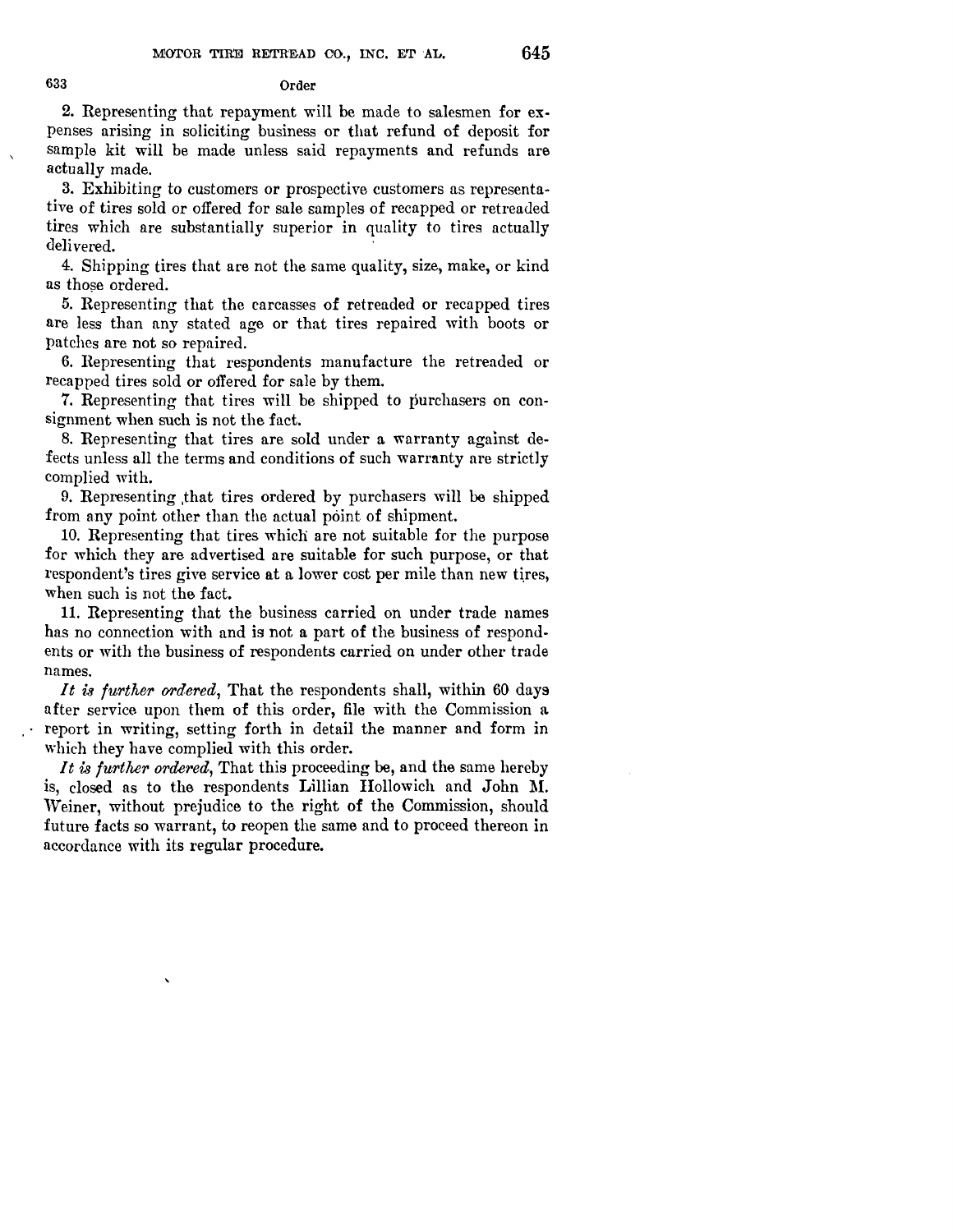2. Representing that repayment will be made to salesmen for expenses arising in soliciting business or that refund of deposit for sample kit will be made unless said repayments and refunds are actually made.

3. Exhibiting to customers or prospective customers as representative of tires sold or offered for sale samples of recapped or retreaded tires which are substantially superior in quality to tires actually delivered.

4. Shipping tires that are not the same quality, size, make, or kind as those ordered.

5. Representing that the carcasses of retreaded or recapped tires are less than any stated age or that tires repaired with boots or patches are not so repaired.

6. Representing that respondents manufacture the retreaded or recapped tires sold or offered for sale by them.

7. Representing that tires will be shipped to purchasers on consignment when such is not the fact.

8. Representing that tires are sold under a warranty against defects unless all the terms and conditions of such warranty are strictly complied with.

9. Representing that tires ordered by purchasers will be shipped from any point other than the actual point of shipment.

10. Representing that tires which are not suitable for the purpose for which they are advertised are suitable for such purpose, or that respondent's tires give service at a lower cost per mile than new tires, when such is not the fact.

11. Representing that the business carried on under trade names has no connection with and is not a part of the business of respondents or with the business of respondents carried on under other trade names.

*It is further ordered*, That the respondents shall, within 60 days after service upon them of this order, file with the Commission a report in writing, setting forth in detail the manner and form in which they have complied with this order.

*It is further ordered*, That this proceeding be, and the same hereby is, closed as to the respondents Lillian Hollowich and John M. Weiner, without prejudice to the right of the Commission, should future facts so warrant, to reopen the same and to proceed thereon in accordance with its regular procedure.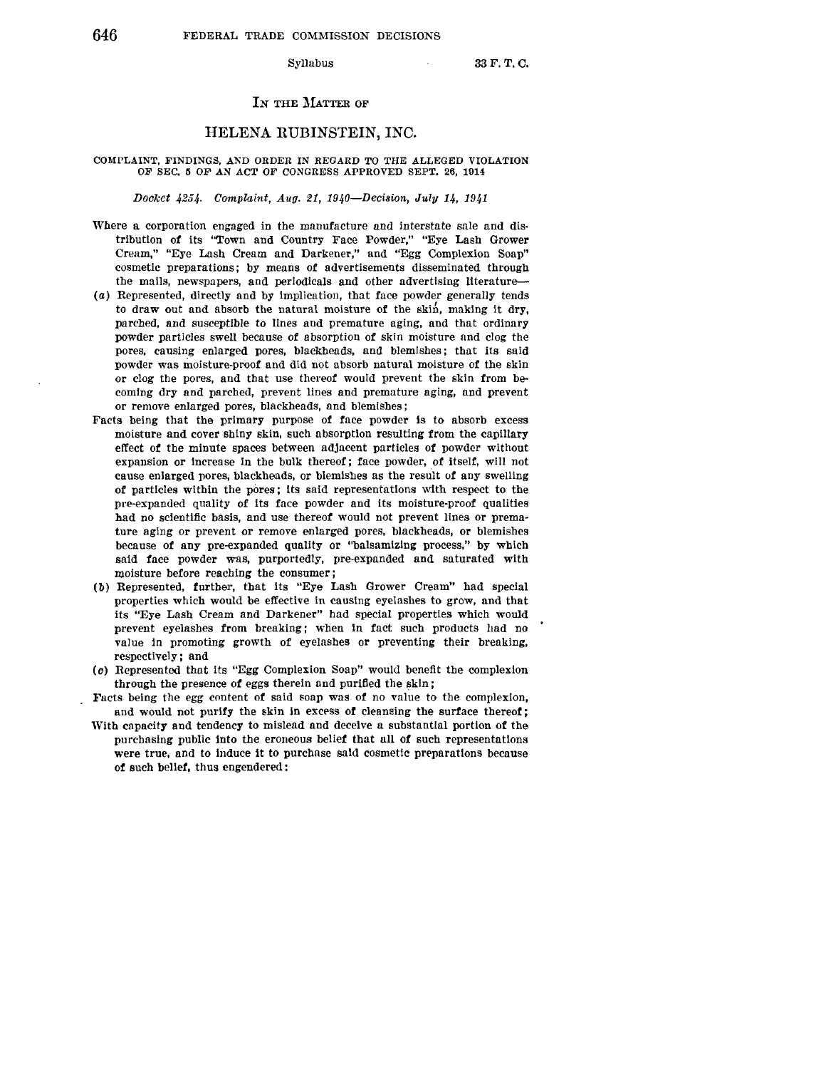## IN THE MATTER OF

## HELENA RUBINSTEIN, INC.

COMPLAINT, FINDINGS, AND ORDER IN REGARD TO THE ALLEGED VIOLATION OF SEC. 5 OF AN ACT OF CONGRESS APPROVED SEPT. 26, 1914

*Docket 4254. Complaint, Aug. 21, 1940—Decision, July 14, 1941*

Where a corporation engaged in the manufacture and interstate sale and distribution of its "Town and Country Face Powder," "Eye Lash Grower Cream," "Eye Lash Cream and Darkener," and "Egg Complexion Soap" cosmetic preparations; by means of advertisements disseminated through the mails, newspapers, and periodicals and other advertising literature—

(*a*) Represented, directly and by implication, that face powder generally tends to draw out and absorb the natural moisture of the skin, making it dry, parched, and susceptible to lines and premature aging, and that ordinary powder particles swell because of absorption of skin moisture and clog the pores, causing enlarged pores, blackheads, and blemishes; that its said powder was moisture-proof and did not absorb natural moisture of the skin or clog the pores, and that use thereof would prevent the skin from becoming dry and parched, prevent lines and premature aging, and prevent or remove enlarged pores, blackheads, and blemishes;

Facts being that the primary purpose of face powder is to absorb excess moisture and cover shiny skin, such absorption resulting from the capillary effect of the minute spaces between adjacent particles of powder without expansion or increase in the bulk thereof; face powder, of itself, will not cause enlarged pores, blackheads, or blemishes as the result of any swelling of particles within the pores; its said representations with respect to the pre-expanded quality of its face powder and its moisture-proof qualities had no scientific basis, and use thereof would not prevent lines or premature aging or prevent or remove enlarged pores, blackheads, or blemishes because of any pre-expanded quality or "balsamizing process," by which said face powder was, purportedly, pre-expanded and saturated with moisture before reaching the consumer;

(*b*) Represented, further, that its "Eye Lash Grower Cream" had special properties which would be effective in causing eyelashes to grow, and that its "Eye Lash Cream and Darkener" had special properties which would prevent eyelashes from breaking; when in fact such products had no value in promoting growth of eyelashes or preventing their breaking, respectively; and

(*c*) Represented that its "Egg Complexion Soap" would benefit the complexion through the presence of eggs therein and purified the skin;

Facts being the egg content of said soap was of no value to the complexion, and would not purify the skin in excess of cleansing the surface thereof;

With capacity and tendency to mislead and deceive a substantial portion of the purchasing public into the erroneous belief that all of such representations were true, and to induce it to purchase said cosmetic preparations because of such belief, thus engendered: